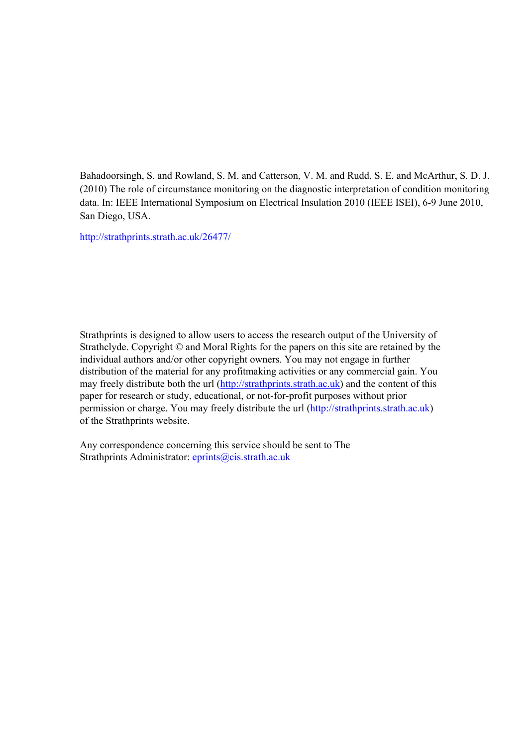Bahadoorsingh, S. and Rowland, S. M. and Catterson, V. M. and Rudd, S. E. and McArthur, S. D. J. (2010) The role of circumstance monitoring on the diagnostic interpretation of condition monitoring data. In: IEEE International Symposium on Electrical Insulation 2010 (IEEE ISEI), 6-9 June 2010, San Diego, USA.

http://strathprints.strath.ac.uk/26477/

Strathprints is designed to allow users to access the research output of the University of Strathclyde. Copyright © and Moral Rights for the papers on this site are retained by the individual authors and/or other copyright owners. You may not engage in further distribution of the material for any profitmaking activities or any commercial gain. You may freely distribute both the url (http://strathprints.strath.ac.uk) and the content of this paper for research or study, educational, or not-for-profit purposes without prior permission or charge. You may freely distribute the url (http://strathprints.strath.ac.uk) of the Strathprints website.

Any correspondence concerning this service should be sent to The Strathprints Administrator: eprints@cis.strath.ac.uk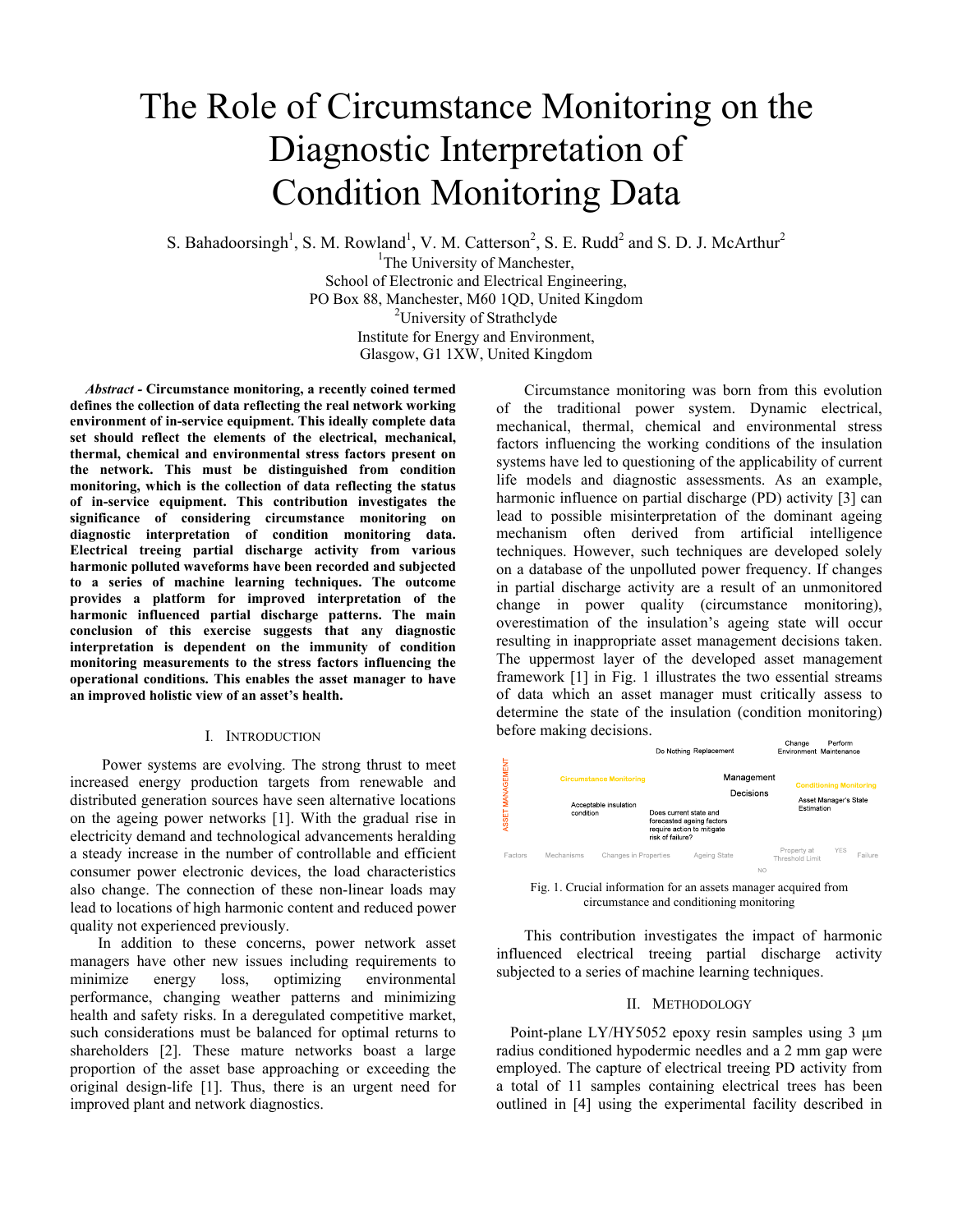# The Role of Circumstance Monitoring on the Diagnostic Interpretation of Condition Monitoring Data

S. Bahadoorsingh[1], S. M. Rowland[1], V. M. Catterson[2], S. E. Rudd[2] and S. D. J. McArthur[2]

[1]The University of Manchester,
School of Electronic and Electrical Engineering,
PO Box 88, Manchester, M60 1QD, United Kingdom

[2]University of Strathclyde
Institute for Energy and Environment,
Glasgow, G1 1XW, United Kingdom

***Abstract* - Circumstance monitoring, a recently coined termed defines the collection of data reflecting the real network working environment of in-service equipment. This ideally complete data set should reflect the elements of the electrical, mechanical, thermal, chemical and environmental stress factors present on the network. This must be distinguished from condition monitoring, which is the collection of data reflecting the status of in-service equipment. This contribution investigates the significance of considering circumstance monitoring on diagnostic interpretation of condition monitoring data. Electrical treeing partial discharge activity from various harmonic polluted waveforms have been recorded and subjected to a series of machine learning techniques. The outcome provides a platform for improved interpretation of the harmonic influenced partial discharge patterns. The main conclusion of this exercise suggests that any diagnostic interpretation is dependent on the immunity of condition monitoring measurements to the stress factors influencing the operational conditions. This enables the asset manager to have an improved holistic view of an asset's health.**

## I. Introduction

Power systems are evolving. The strong thrust to meet increased energy production targets from renewable and distributed generation sources have seen alternative locations on the ageing power networks [1]. With the gradual rise in electricity demand and technological advancements heralding a steady increase in the number of controllable and efficient consumer power electronic devices, the load characteristics also change. The connection of these non-linear loads may lead to locations of high harmonic content and reduced power quality not experienced previously.

In addition to these concerns, power network asset managers have other new issues including requirements to minimize energy loss, optimizing environmental performance, changing weather patterns and minimizing health and safety risks. In a deregulated competitive market, such considerations must be balanced for optimal returns to shareholders [2]. These mature networks boast a large proportion of the asset base approaching or exceeding the original design-life [1]. Thus, there is an urgent need for improved plant and network diagnostics.

Circumstance monitoring was born from this evolution of the traditional power system. Dynamic electrical, mechanical, thermal, chemical and environmental stress factors influencing the working conditions of the insulation systems have led to questioning of the applicability of current life models and diagnostic assessments. As an example, harmonic influence on partial discharge (PD) activity [3] can lead to possible misinterpretation of the dominant ageing mechanism often derived from artificial intelligence techniques. However, such techniques are developed solely on a database of the unpolluted power frequency. If changes in partial discharge activity are a result of an unmonitored change in power quality (circumstance monitoring), overestimation of the insulation's ageing state will occur resulting in inappropriate asset management decisions taken. The uppermost layer of the developed asset management framework [1] in Fig. 1 illustrates the two essential streams of data which an asset manager must critically assess to determine the state of the insulation (condition monitoring) before making decisions.

Fig. 1. Crucial information for an assets manager acquired from circumstance and conditioning monitoring

This contribution investigates the impact of harmonic influenced electrical treeing partial discharge activity subjected to a series of machine learning techniques.

## II. Methodology

Point-plane LY/HY5052 epoxy resin samples using 3 µm radius conditioned hypodermic needles and a 2 mm gap were employed. The capture of electrical treeing PD activity from a total of 11 samples containing electrical trees has been outlined in [4] using the experimental facility described in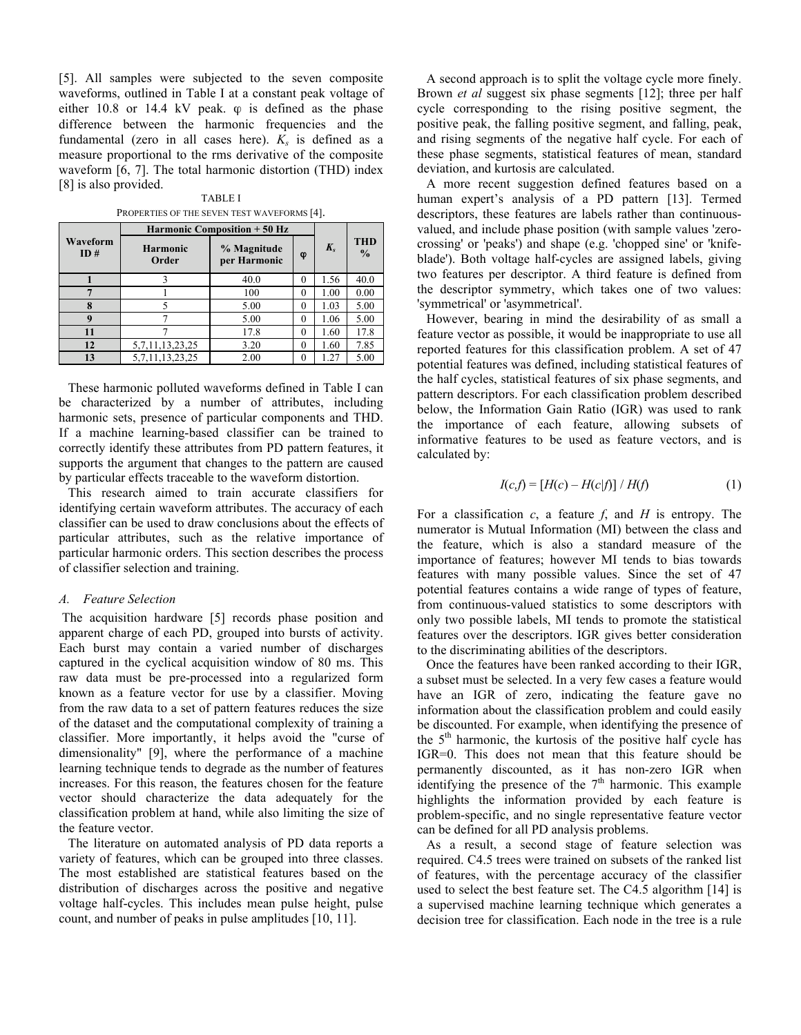[5]. All samples were subjected to the seven composite waveforms, outlined in Table I at a constant peak voltage of either 10.8 or 14.4 kV peak. φ is defined as the phase difference between the harmonic frequencies and the fundamental (zero in all cases here). $K_s$ is defined as a measure proportional to the rms derivative of the composite waveform [6, 7]. The total harmonic distortion (THD) index [8] is also provided.

TABLE I
PROPERTIES OF THE SEVEN TEST WAVEFORMS [4].

| Waveform ID # | Harmonic Composition + 50 Hz | | | $K_s$ | THD % |
|---|---|---|---|---|---|
| | Harmonic Order | % Magnitude per Harmonic | φ | | |
| **1** | 3 | 40.0 | 0 | 1.56 | 40.0 |
| **7** | 1 | 100 | 0 | 1.00 | 0.00 |
| **8** | 5 | 5.00 | 0 | 1.03 | 5.00 |
| **9** | 7 | 5.00 | 0 | 1.06 | 5.00 |
| **11** | 7 | 17.8 | 0 | 1.60 | 17.8 |
| **12** | 5,7,11,13,23,25 | 3.20 | 0 | 1.60 | 7.85 |
| **13** | 5,7,11,13,23,25 | 2.00 | 0 | 1.27 | 5.00 |

These harmonic polluted waveforms defined in Table I can be characterized by a number of attributes, including harmonic sets, presence of particular components and THD. If a machine learning-based classifier can be trained to correctly identify these attributes from PD pattern features, it supports the argument that changes to the pattern are caused by particular effects traceable to the waveform distortion.

This research aimed to train accurate classifiers for identifying certain waveform attributes. The accuracy of each classifier can be used to draw conclusions about the effects of particular attributes, such as the relative importance of particular harmonic orders. This section describes the process of classifier selection and training.

### A. Feature Selection

The acquisition hardware [5] records phase position and apparent charge of each PD, grouped into bursts of activity. Each burst may contain a varied number of discharges captured in the cyclical acquisition window of 80 ms. This raw data must be pre-processed into a regularized form known as a feature vector for use by a classifier. Moving from the raw data to a set of pattern features reduces the size of the dataset and the computational complexity of training a classifier. More importantly, it helps avoid the "curse of dimensionality" [9], where the performance of a machine learning technique tends to degrade as the number of features increases. For this reason, the features chosen for the feature vector should characterize the data adequately for the classification problem at hand, while also limiting the size of the feature vector.

The literature on automated analysis of PD data reports a variety of features, which can be grouped into three classes. The most established are statistical features based on the distribution of discharges across the positive and negative voltage half-cycles. This includes mean pulse height, pulse count, and number of peaks in pulse amplitudes [10, 11].

A second approach is to split the voltage cycle more finely. Brown *et al* suggest six phase segments [12]; three per half cycle corresponding to the rising positive segment, the positive peak, the falling positive segment, and falling, peak, and rising segments of the negative half cycle. For each of these phase segments, statistical features of mean, standard deviation, and kurtosis are calculated.

A more recent suggestion defined features based on a human expert's analysis of a PD pattern [13]. Termed descriptors, these features are labels rather than continuous-valued, and include phase position (with sample values 'zero-crossing' or 'peaks') and shape (e.g. 'chopped sine' or 'knife-blade'). Both voltage half-cycles are assigned labels, giving two features per descriptor. A third feature is defined from the descriptor symmetry, which takes one of two values: 'symmetrical' or 'asymmetrical'.

However, bearing in mind the desirability of as small a feature vector as possible, it would be inappropriate to use all reported features for this classification problem. A set of 47 potential features was defined, including statistical features of the half cycles, statistical features of six phase segments, and pattern descriptors. For each classification problem described below, the Information Gain Ratio (IGR) was used to rank the importance of each feature, allowing subsets of informative features to be used as feature vectors, and is calculated by:

$$I(c,f) = [H(c) - H(c|f)] / H(f) \tag{1}$$

For a classification $c$, a feature $f$, and $H$ is entropy. The numerator is Mutual Information (MI) between the class and the feature, which is also a standard measure of the importance of features; however MI tends to bias towards features with many possible values. Since the set of 47 potential features contains a wide range of types of feature, from continuous-valued statistics to some descriptors with only two possible labels, MI tends to promote the statistical features over the descriptors. IGR gives better consideration to the discriminating abilities of the descriptors.

Once the features have been ranked according to their IGR, a subset must be selected. In a very few cases a feature would have an IGR of zero, indicating the feature gave no information about the classification problem and could easily be discounted. For example, when identifying the presence of the 5th harmonic, the kurtosis of the positive half cycle has IGR=0. This does not mean that this feature should be permanently discounted, as it has non-zero IGR when identifying the presence of the 7th harmonic. This example highlights the information provided by each feature is problem-specific, and no single representative feature vector can be defined for all PD analysis problems.

As a result, a second stage of feature selection was required. C4.5 trees were trained on subsets of the ranked list of features, with the percentage accuracy of the classifier used to select the best feature set. The C4.5 algorithm [14] is a supervised machine learning technique which generates a decision tree for classification. Each node in the tree is a rule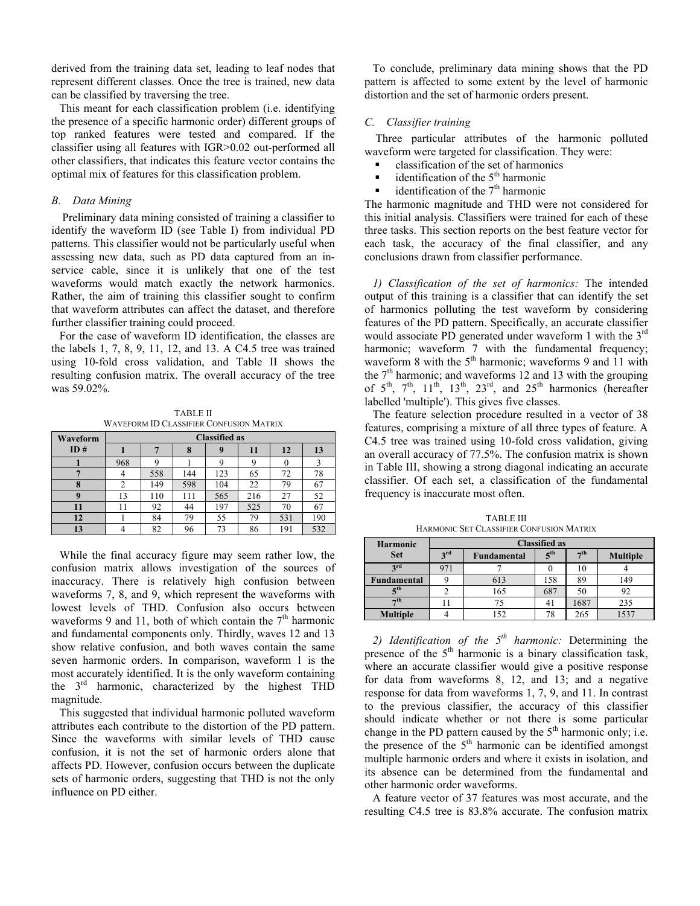derived from the training data set, leading to leaf nodes that represent different classes. Once the tree is trained, new data can be classified by traversing the tree.

This meant for each classification problem (i.e. identifying the presence of a specific harmonic order) different groups of top ranked features were tested and compared. If the classifier using all features with IGR>0.02 out-performed all other classifiers, that indicates this feature vector contains the optimal mix of features for this classification problem.

### *B. Data Mining*

Preliminary data mining consisted of training a classifier to identify the waveform ID (see Table I) from individual PD patterns. This classifier would not be particularly useful when assessing new data, such as PD data captured from an in-service cable, since it is unlikely that one of the test waveforms would match exactly the network harmonics. Rather, the aim of training this classifier sought to confirm that waveform attributes can affect the dataset, and therefore further classifier training could proceed.

For the case of waveform ID identification, the classes are the labels 1, 7, 8, 9, 11, 12, and 13. A C4.5 tree was trained using 10-fold cross validation, and Table II shows the resulting confusion matrix. The overall accuracy of the tree was 59.02%.

TABLE II
WAVEFORM ID CLASSIFIER CONFUSION MATRIX

| Waveform ID # | Classified as | | | | | | |
|---|---|---|---|---|---|---|---|
| | **1** | **7** | **8** | **9** | **11** | **12** | **13** |
| **1** | 968 | 9 | 1 | 9 | 9 | 0 | 3 |
| **7** | 4 | 558 | 144 | 123 | 65 | 72 | 78 |
| **8** | 2 | 149 | 598 | 104 | 22 | 79 | 67 |
| **9** | 13 | 110 | 111 | 565 | 216 | 27 | 52 |
| **11** | 11 | 92 | 44 | 197 | 525 | 70 | 67 |
| **12** | 1 | 84 | 79 | 55 | 79 | 531 | 190 |
| **13** | 4 | 82 | 96 | 73 | 86 | 191 | 532 |

While the final accuracy figure may seem rather low, the confusion matrix allows investigation of the sources of inaccuracy. There is relatively high confusion between waveforms 7, 8, and 9, which represent the waveforms with lowest levels of THD. Confusion also occurs between waveforms 9 and 11, both of which contain the 7th harmonic and fundamental components only. Thirdly, waves 12 and 13 show relative confusion, and both waves contain the same seven harmonic orders. In comparison, waveform 1 is the most accurately identified. It is the only waveform containing the 3rd harmonic, characterized by the highest THD magnitude.

This suggested that individual harmonic polluted waveform attributes each contribute to the distortion of the PD pattern. Since the waveforms with similar levels of THD cause confusion, it is not the set of harmonic orders alone that affects PD. However, confusion occurs between the duplicate sets of harmonic orders, suggesting that THD is not the only influence on PD either.

To conclude, preliminary data mining shows that the PD pattern is affected to some extent by the level of harmonic distortion and the set of harmonic orders present.

### *C. Classifier training*

Three particular attributes of the harmonic polluted waveform were targeted for classification. They were:

- classification of the set of harmonics
- identification of the 5th harmonic
- identification of the 7th harmonic

The harmonic magnitude and THD were not considered for this initial analysis. Classifiers were trained for each of these three tasks. This section reports on the best feature vector for each task, the accuracy of the final classifier, and any conclusions drawn from classifier performance.

*1) Classification of the set of harmonics:* The intended output of this training is a classifier that can identify the set of harmonics polluting the test waveform by considering features of the PD pattern. Specifically, an accurate classifier would associate PD generated under waveform 1 with the 3rd harmonic; waveform 7 with the fundamental frequency; waveform 8 with the 5th harmonic; waveforms 9 and 11 with the 7th harmonic; and waveforms 12 and 13 with the grouping of 5th, 7th, 11th, 13th, 23rd, and 25th harmonics (hereafter labelled 'multiple'). This gives five classes.

The feature selection procedure resulted in a vector of 38 features, comprising a mixture of all three types of feature. A C4.5 tree was trained using 10-fold cross validation, giving an overall accuracy of 77.5%. The confusion matrix is shown in Table III, showing a strong diagonal indicating an accurate classifier. Of each set, a classification of the fundamental frequency is inaccurate most often.

TABLE III
HARMONIC SET CLASSIFIER CONFUSION MATRIX

| Harmonic Set | Classified as | | | | |
|---|---|---|---|---|---|
| | **3rd** | **Fundamental** | **5th** | **7th** | **Multiple** |
| **3rd** | 971 | 7 | 0 | 10 | 4 |
| **Fundamental** | 9 | 613 | 158 | 89 | 149 |
| **5th** | 2 | 165 | 687 | 50 | 92 |
| **7th** | 11 | 75 | 41 | 1687 | 235 |
| **Multiple** | 4 | 152 | 78 | 265 | 1537 |

*2) Identification of the 5th harmonic:* Determining the presence of the 5th harmonic is a binary classification task, where an accurate classifier would give a positive response for data from waveforms 8, 12, and 13; and a negative response for data from waveforms 1, 7, 9, and 11. In contrast to the previous classifier, the accuracy of this classifier should indicate whether or not there is some particular change in the PD pattern caused by the 5th harmonic only; i.e. the presence of the 5th harmonic can be identified amongst multiple harmonic orders and where it exists in isolation, and its absence can be determined from the fundamental and other harmonic order waveforms.

A feature vector of 37 features was most accurate, and the resulting C4.5 tree is 83.8% accurate. The confusion matrix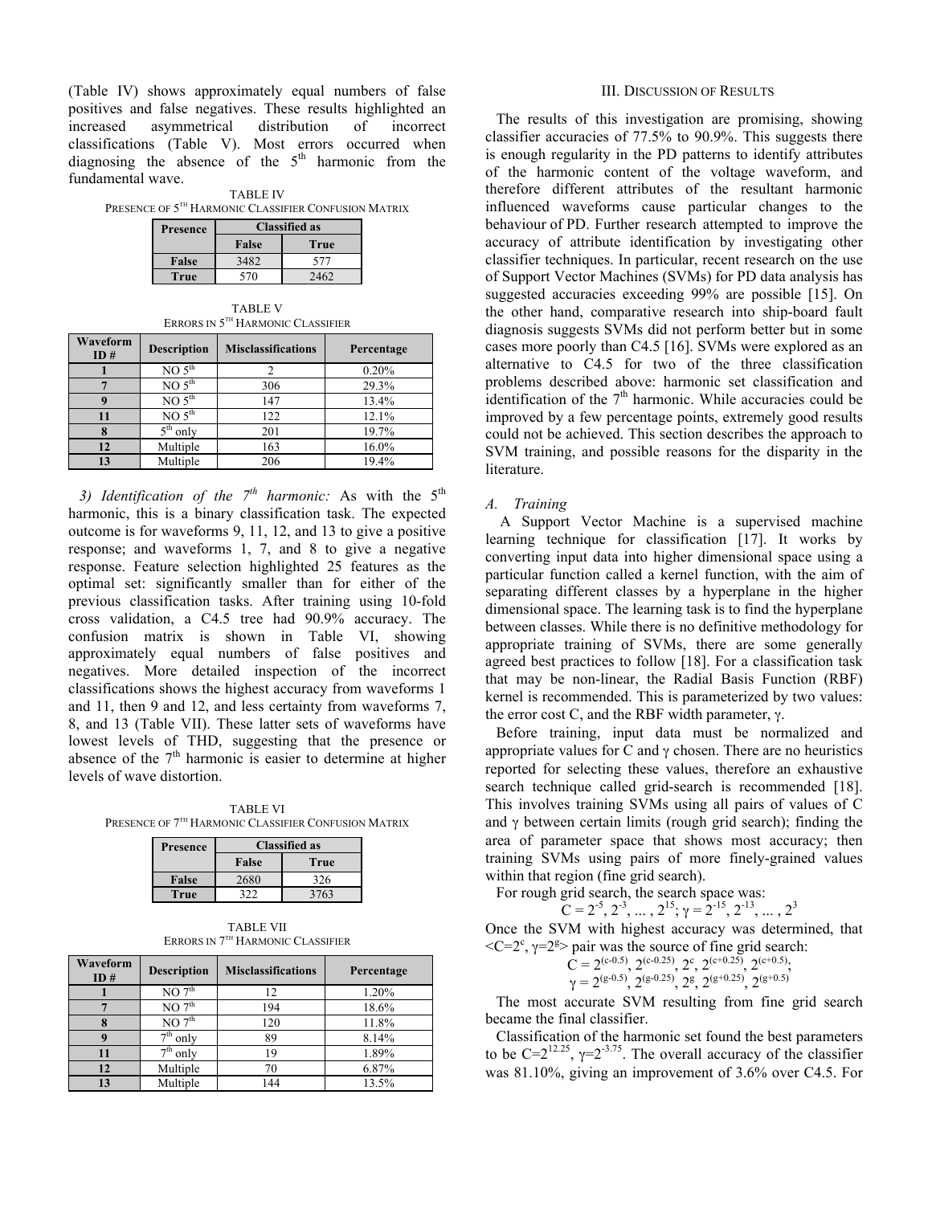(Table IV) shows approximately equal numbers of false positives and false negatives. These results highlighted an increased asymmetrical distribution of incorrect classifications (Table V). Most errors occurred when diagnosing the absence of the 5th harmonic from the fundamental wave.

TABLE IV
PRESENCE OF 5TH HARMONIC CLASSIFIER CONFUSION MATRIX

| Presence | Classified as | |
|---|---|---|
| | False | True |
| False | 3482 | 577 |
| True | 570 | 2462 |

TABLE V
ERRORS IN 5TH HARMONIC CLASSIFIER

| Waveform ID # | Description | Misclassifications | Percentage |
|---|---|---|---|
| 1 | NO 5th | 2 | 0.20% |
| 7 | NO 5th | 306 | 29.3% |
| 9 | NO 5th | 147 | 13.4% |
| 11 | NO 5th | 122 | 12.1% |
| 8 | 5th only | 201 | 19.7% |
| 12 | Multiple | 163 | 16.0% |
| 13 | Multiple | 206 | 19.4% |

*3) Identification of the 7th harmonic:* As with the 5th harmonic, this is a binary classification task. The expected outcome is for waveforms 9, 11, 12, and 13 to give a positive response; and waveforms 1, 7, and 8 to give a negative response. Feature selection highlighted 25 features as the optimal set: significantly smaller than for either of the previous classification tasks. After training using 10-fold cross validation, a C4.5 tree had 90.9% accuracy. The confusion matrix is shown in Table VI, showing approximately equal numbers of false positives and negatives. More detailed inspection of the incorrect classifications shows the highest accuracy from waveforms 1 and 11, then 9 and 12, and less certainty from waveforms 7, 8, and 13 (Table VII). These latter sets of waveforms have lowest levels of THD, suggesting that the presence or absence of the 7th harmonic is easier to determine at higher levels of wave distortion.

TABLE VI
PRESENCE OF 7TH HARMONIC CLASSIFIER CONFUSION MATRIX

| Presence | Classified as | |
|---|---|---|
| | False | True |
| False | 2680 | 326 |
| True | 322 | 3763 |

TABLE VII
ERRORS IN 7TH HARMONIC CLASSIFIER

| Waveform ID # | Description | Misclassifications | Percentage |
|---|---|---|---|
| 1 | NO 7th | 12 | 1.20% |
| 7 | NO 7th | 194 | 18.6% |
| 8 | NO 7th | 120 | 11.8% |
| 9 | 7th only | 89 | 8.14% |
| 11 | 7th only | 19 | 1.89% |
| 12 | Multiple | 70 | 6.87% |
| 13 | Multiple | 144 | 13.5% |

## III. DISCUSSION OF RESULTS

The results of this investigation are promising, showing classifier accuracies of 77.5% to 90.9%. This suggests there is enough regularity in the PD patterns to identify attributes of the harmonic content of the voltage waveform, and therefore different attributes of the resultant harmonic influenced waveforms cause particular changes to the behaviour of PD. Further research attempted to improve the accuracy of attribute identification by investigating other classifier techniques. In particular, recent research on the use of Support Vector Machines (SVMs) for PD data analysis has suggested accuracies exceeding 99% are possible [15]. On the other hand, comparative research into ship-board fault diagnosis suggests SVMs did not perform better but in some cases more poorly than C4.5 [16]. SVMs were explored as an alternative to C4.5 for two of the three classification problems described above: harmonic set classification and identification of the 7th harmonic. While accuracies could be improved by a few percentage points, extremely good results could not be achieved. This section describes the approach to SVM training, and possible reasons for the disparity in the literature.

### A. Training

A Support Vector Machine is a supervised machine learning technique for classification [17]. It works by converting input data into higher dimensional space using a particular function called a kernel function, with the aim of separating different classes by a hyperplane in the higher dimensional space. The learning task is to find the hyperplane between classes. While there is no definitive methodology for appropriate training of SVMs, there are some generally agreed best practices to follow [18]. For a classification task that may be non-linear, the Radial Basis Function (RBF) kernel is recommended. This is parameterized by two values: the error cost C, and the RBF width parameter, $\gamma$.

Before training, input data must be normalized and appropriate values for C and $\gamma$ chosen. There are no heuristics reported for selecting these values, therefore an exhaustive search technique called grid-search is recommended [18]. This involves training SVMs using all pairs of values of C and $\gamma$ between certain limits (rough grid search); finding the area of parameter space that shows most accuracy; then training SVMs using pairs of more finely-grained values within that region (fine grid search).

For rough grid search, the search space was:

$$C = 2^{-5}, 2^{-3}, \ldots, 2^{15}; \gamma = 2^{-15}, 2^{-13}, \ldots, 2^{3}$$

Once the SVM with highest accuracy was determined, that $<C=2^{c}, \gamma=2^{g}>$ pair was the source of fine grid search:

$$C = 2^{(c-0.5)}, 2^{(c-0.25)}, 2^{c}, 2^{(c+0.25)}, 2^{(c+0.5)};$$

$$\gamma = 2^{(g-0.5)}, 2^{(g-0.25)}, 2^{g}, 2^{(g+0.25)}, 2^{(g+0.5)}$$

The most accurate SVM resulting from fine grid search became the final classifier.

Classification of the harmonic set found the best parameters to be $C=2^{12.25}$, $\gamma=2^{-3.75}$. The overall accuracy of the classifier was 81.10%, giving an improvement of 3.6% over C4.5. For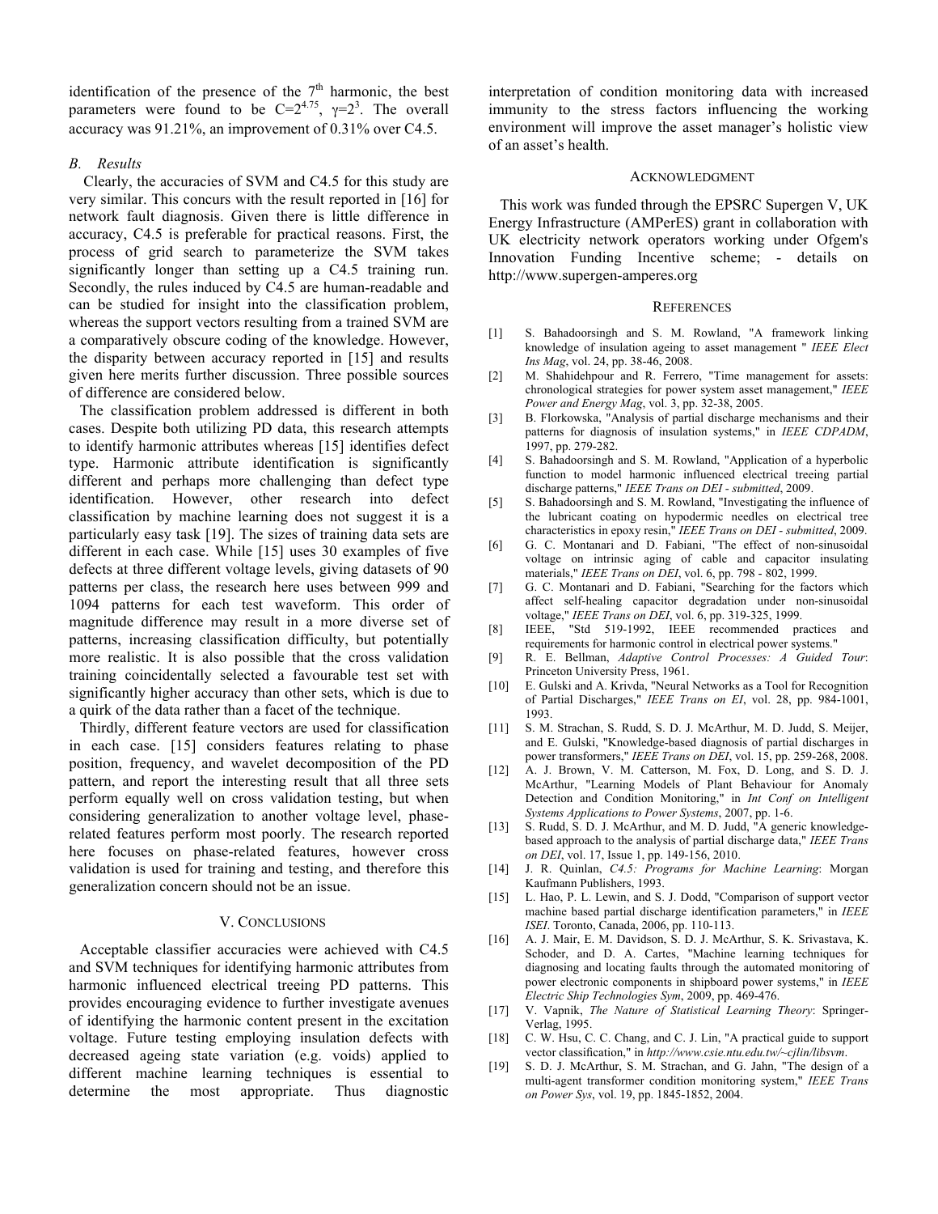identification of the presence of the 7[th] harmonic, the best parameters were found to be $C=2^{4.75}$, $\gamma=2^3$. The overall accuracy was 91.21%, an improvement of 0.31% over C4.5.

### *B. Results*

Clearly, the accuracies of SVM and C4.5 for this study are very similar. This concurs with the result reported in [16] for network fault diagnosis. Given there is little difference in accuracy, C4.5 is preferable for practical reasons. First, the process of grid search to parameterize the SVM takes significantly longer than setting up a C4.5 training run. Secondly, the rules induced by C4.5 are human-readable and can be studied for insight into the classification problem, whereas the support vectors resulting from a trained SVM are a comparatively obscure coding of the knowledge. However, the disparity between accuracy reported in [15] and results given here merits further discussion. Three possible sources of difference are considered below.

The classification problem addressed is different in both cases. Despite both utilizing PD data, this research attempts to identify harmonic attributes whereas [15] identifies defect type. Harmonic attribute identification is significantly different and perhaps more challenging than defect type identification. However, other research into defect classification by machine learning does not suggest it is a particularly easy task [19]. The sizes of training data sets are different in each case. While [15] uses 30 examples of five defects at three different voltage levels, giving datasets of 90 patterns per class, the research here uses between 999 and 1094 patterns for each test waveform. This order of magnitude difference may result in a more diverse set of patterns, increasing classification difficulty, but potentially more realistic. It is also possible that the cross validation training coincidentally selected a favourable test set with significantly higher accuracy than other sets, which is due to a quirk of the data rather than a facet of the technique.

Thirdly, different feature vectors are used for classification in each case. [15] considers features relating to phase position, frequency, and wavelet decomposition of the PD pattern, and report the interesting result that all three sets perform equally well on cross validation testing, but when considering generalization to another voltage level, phase-related features perform most poorly. The research reported here focuses on phase-related features, however cross validation is used for training and testing, and therefore this generalization concern should not be an issue.

## V. Conclusions

Acceptable classifier accuracies were achieved with C4.5 and SVM techniques for identifying harmonic attributes from harmonic influenced electrical treeing PD patterns. This provides encouraging evidence to further investigate avenues of identifying the harmonic content present in the excitation voltage. Future testing employing insulation defects with decreased ageing state variation (e.g. voids) applied to different machine learning techniques is essential to determine the most appropriate. Thus diagnostic interpretation of condition monitoring data with increased immunity to the stress factors influencing the working environment will improve the asset manager's holistic view of an asset's health.

## Acknowledgment

This work was funded through the EPSRC Supergen V, UK Energy Infrastructure (AMPerES) grant in collaboration with UK electricity network operators working under Ofgem's Innovation Funding Incentive scheme; - details on http://www.supergen-amperes.org

## References

[1] S. Bahadoorsingh and S. M. Rowland, "A framework linking knowledge of insulation ageing to asset management " *IEEE Elect Ins Mag*, vol. 24, pp. 38-46, 2008.

[2] M. Shahidehpour and R. Ferrero, "Time management for assets: chronological strategies for power system asset management," *IEEE Power and Energy Mag*, vol. 3, pp. 32-38, 2005.

[3] B. Florkowska, "Analysis of partial discharge mechanisms and their patterns for diagnosis of insulation systems," in *IEEE CDPADM*, 1997, pp. 279-282.

[4] S. Bahadoorsingh and S. M. Rowland, "Application of a hyperbolic function to model harmonic influenced electrical treeing partial discharge patterns," *IEEE Trans on DEI - submitted*, 2009.

[5] S. Bahadoorsingh and S. M. Rowland, "Investigating the influence of the lubricant coating on hypodermic needles on electrical tree characteristics in epoxy resin," *IEEE Trans on DEI - submitted*, 2009.

[6] G. C. Montanari and D. Fabiani, "The effect of non-sinusoidal voltage on intrinsic aging of cable and capacitor insulating materials," *IEEE Trans on DEI*, vol. 6, pp. 798 - 802, 1999.

[7] G. C. Montanari and D. Fabiani, "Searching for the factors which affect self-healing capacitor degradation under non-sinusoidal voltage," *IEEE Trans on DEI*, vol. 6, pp. 319-325, 1999.

[8] IEEE, "Std 519-1992, IEEE recommended practices and requirements for harmonic control in electrical power systems."

[9] R. E. Bellman, *Adaptive Control Processes: A Guided Tour*: Princeton University Press, 1961.

[10] E. Gulski and A. Krivda, "Neural Networks as a Tool for Recognition of Partial Discharges," *IEEE Trans on EI*, vol. 28, pp. 984-1001, 1993.

[11] S. M. Strachan, S. Rudd, S. D. J. McArthur, M. D. Judd, S. Meijer, and E. Gulski, "Knowledge-based diagnosis of partial discharges in power transformers," *IEEE Trans on DEI*, vol. 15, pp. 259-268, 2008.

[12] A. J. Brown, V. M. Catterson, M. Fox, D. Long, and S. D. J. McArthur, "Learning Models of Plant Behaviour for Anomaly Detection and Condition Monitoring," in *Int Conf on Intelligent Systems Applications to Power Systems*, 2007, pp. 1-6.

[13] S. Rudd, S. D. J. McArthur, and M. D. Judd, "A generic knowledge-based approach to the analysis of partial discharge data," *IEEE Trans on DEI*, vol. 17, Issue 1, pp. 149-156, 2010.

[14] J. R. Quinlan, *C4.5: Programs for Machine Learning*: Morgan Kaufmann Publishers, 1993.

[15] L. Hao, P. L. Lewin, and S. J. Dodd, "Comparison of support vector machine based partial discharge identification parameters," in *IEEE ISEI*. Toronto, Canada, 2006, pp. 110-113.

[16] A. J. Mair, E. M. Davidson, S. D. J. McArthur, S. K. Srivastava, K. Schoder, and D. A. Cartes, "Machine learning techniques for diagnosing and locating faults through the automated monitoring of power electronic components in shipboard power systems," in *IEEE Electric Ship Technologies Sym*, 2009, pp. 469-476.

[17] V. Vapnik, *The Nature of Statistical Learning Theory*: Springer-Verlag, 1995.

[18] C. W. Hsu, C. C. Chang, and C. J. Lin, "A practical guide to support vector classification," in *http://www.csie.ntu.edu.tw/~cjlin/libsvm*.

[19] S. D. J. McArthur, S. M. Strachan, and G. Jahn, "The design of a multi-agent transformer condition monitoring system," *IEEE Trans on Power Sys*, vol. 19, pp. 1845-1852, 2004.